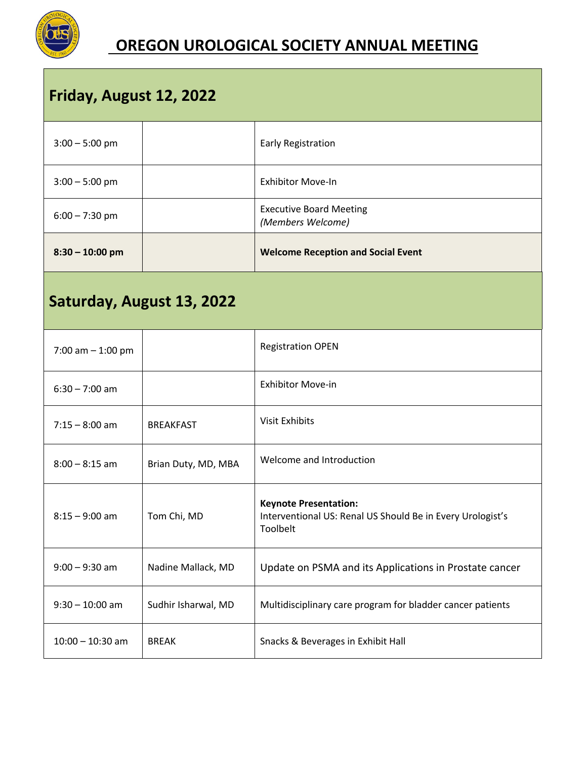# OREGON UROLOGICAL SOCIETY ANNUAL MEETING

| **Friday, August 12, 2022** | | |
|---|---|---|
| 3:00 – 5:00 pm | | Early Registration |
| 3:00 – 5:00 pm | | Exhibitor Move-In |
| 6:00 – 7:30 pm | | Executive Board Meeting *(Members Welcome)* |
| **8:30 – 10:00 pm** | | **Welcome Reception and Social Event** |
| **Saturday, August 13, 2022** | | |
| 7:00 am – 1:00 pm | | Registration OPEN |
| 6:30 – 7:00 am | | Exhibitor Move-in |
| 7:15 – 8:00 am | BREAKFAST | Visit Exhibits |
| 8:00 – 8:15 am | Brian Duty, MD, MBA | Welcome and Introduction |
| 8:15 – 9:00 am | Tom Chi, MD | **Keynote Presentation:** Interventional US: Renal US Should Be in Every Urologist's Toolbelt |
| 9:00 – 9:30 am | Nadine Mallack, MD | Update on PSMA and its Applications in Prostate cancer |
| 9:30 – 10:00 am | Sudhir Isharwal, MD | Multidisciplinary care program for bladder cancer patients |
| 10:00 – 10:30 am | BREAK | Snacks & Beverages in Exhibit Hall |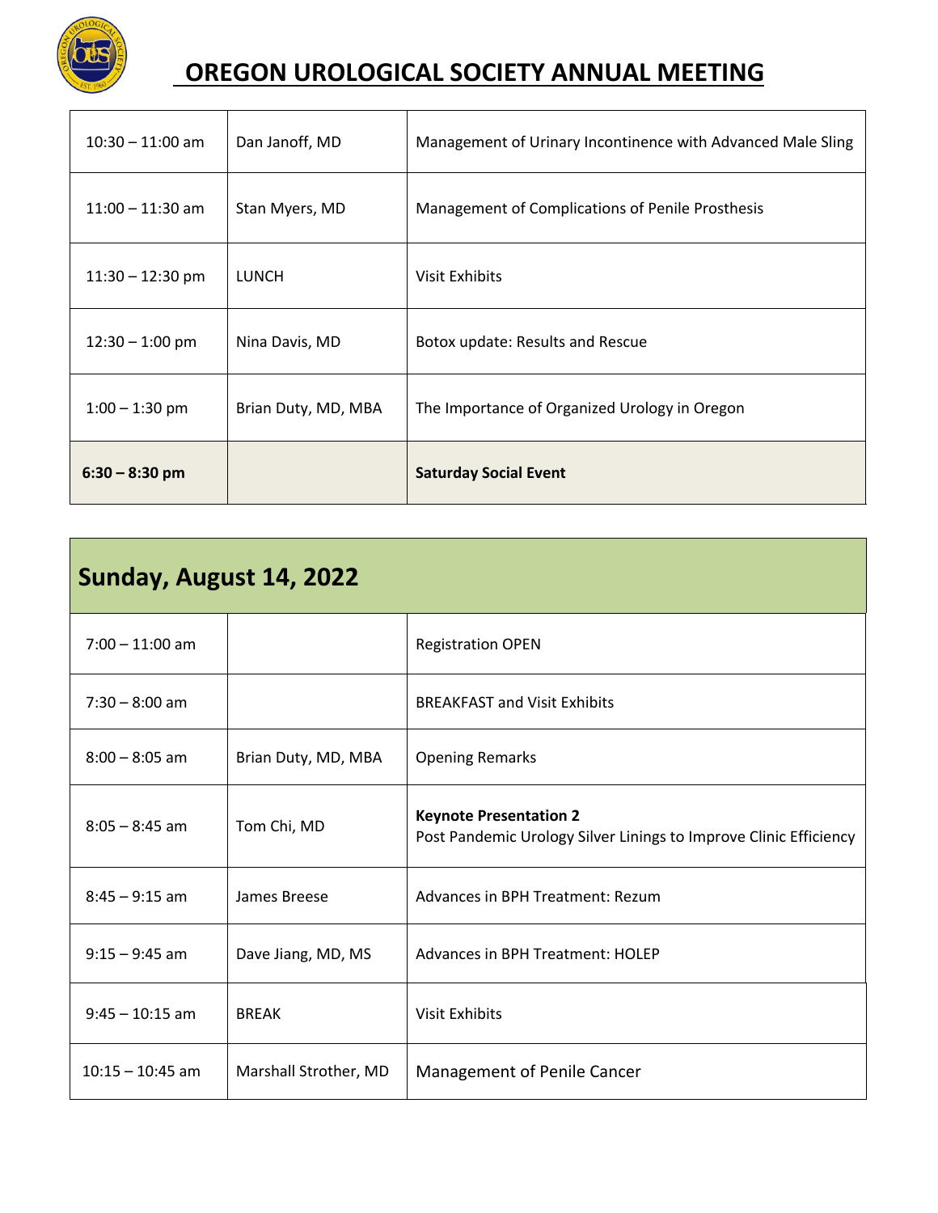# OREGON UROLOGICAL SOCIETY ANNUAL MEETING

| | | |
|---|---|---|
| 10:30 – 11:00 am | Dan Janoff, MD | Management of Urinary Incontinence with Advanced Male Sling |
| 11:00 – 11:30 am | Stan Myers, MD | Management of Complications of Penile Prosthesis |
| 11:30 – 12:30 pm | LUNCH | Visit Exhibits |
| 12:30 – 1:00 pm | Nina Davis, MD | Botox update: Results and Rescue |
| 1:00 – 1:30 pm | Brian Duty, MD, MBA | The Importance of Organized Urology in Oregon |
| **6:30 – 8:30 pm** | | **Saturday Social Event** |

## Sunday, August 14, 2022

| | | |
|---|---|---|
| 7:00 – 11:00 am | | Registration OPEN |
| 7:30 – 8:00 am | | BREAKFAST and Visit Exhibits |
| 8:00 – 8:05 am | Brian Duty, MD, MBA | Opening Remarks |
| 8:05 – 8:45 am | Tom Chi, MD | **Keynote Presentation 2** Post Pandemic Urology Silver Linings to Improve Clinic Efficiency |
| 8:45 – 9:15 am | James Breese | Advances in BPH Treatment: Rezum |
| 9:15 – 9:45 am | Dave Jiang, MD, MS | Advances in BPH Treatment: HOLEP |
| 9:45 – 10:15 am | BREAK | Visit Exhibits |
| 10:15 – 10:45 am | Marshall Strother, MD | Management of Penile Cancer |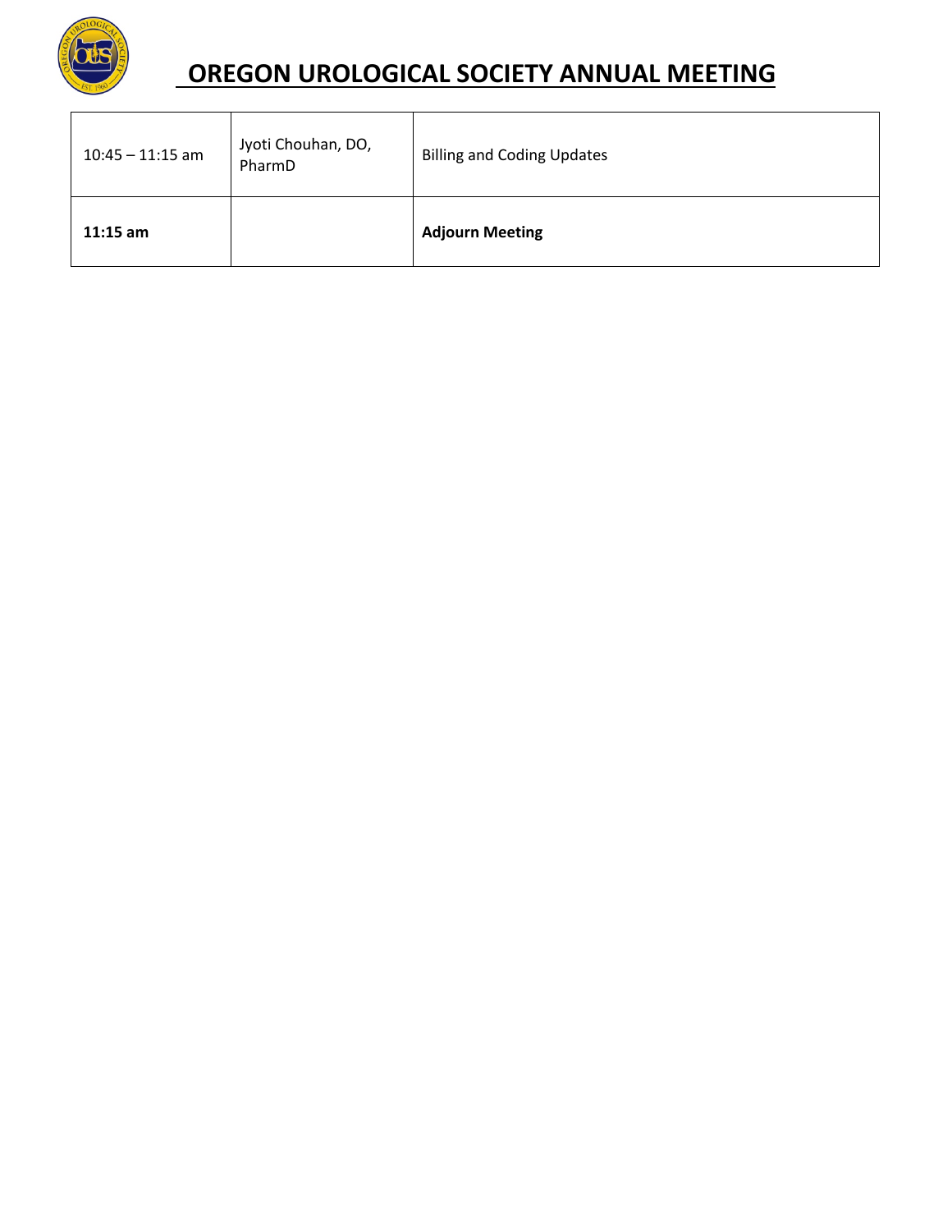# OREGON UROLOGICAL SOCIETY ANNUAL MEETING

| | | |
|---|---|---|
| 10:45 – 11:15 am | Jyoti Chouhan, DO, PharmD | Billing and Coding Updates |
| **11:15 am** | | **Adjourn Meeting** |